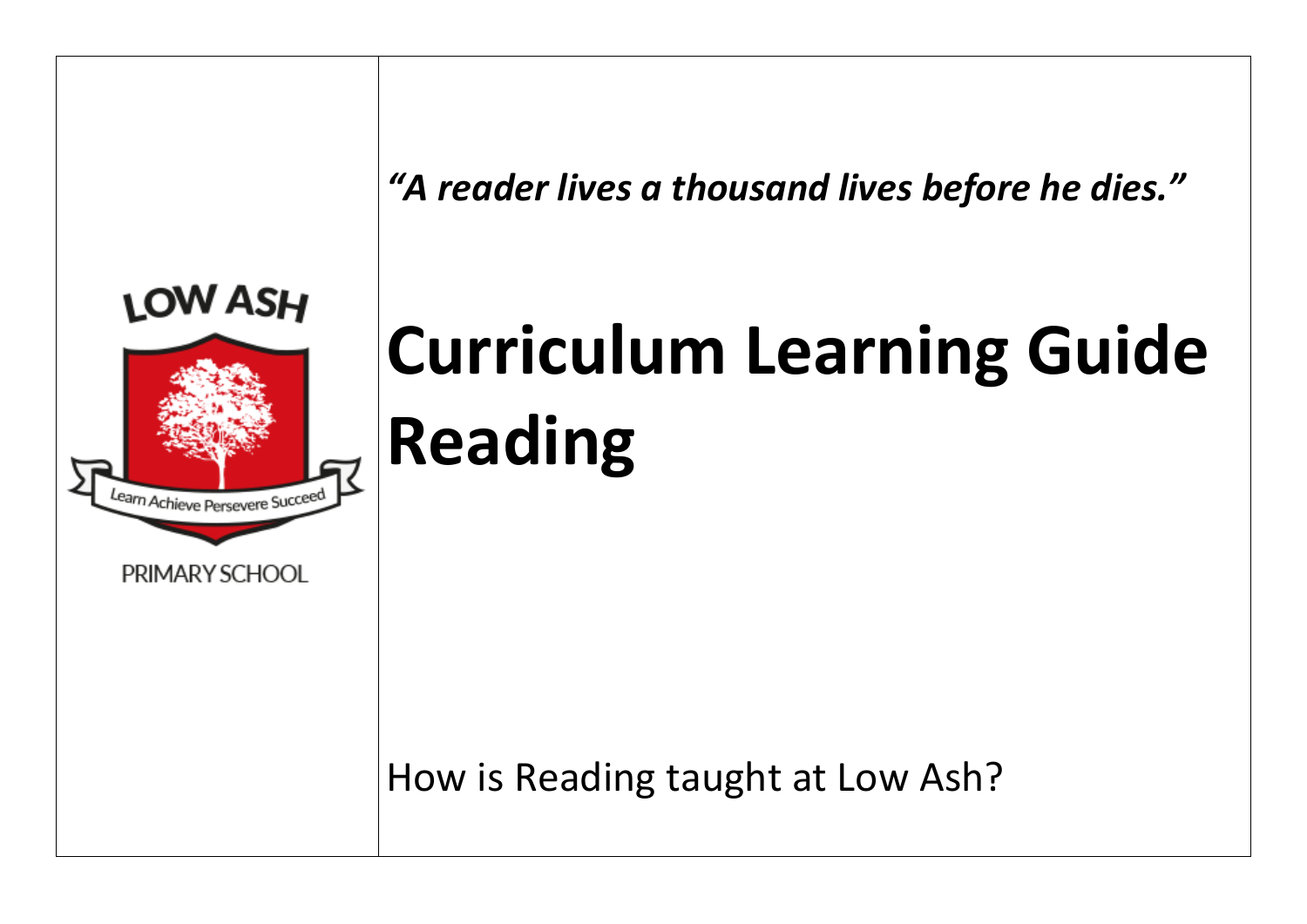LOW ASH

Learn Achieve Persevere Succeed

PRIMARY SCHOOL

***"A reader lives a thousand lives before he dies."***

# Curriculum Learning Guide Reading

How is Reading taught at Low Ash?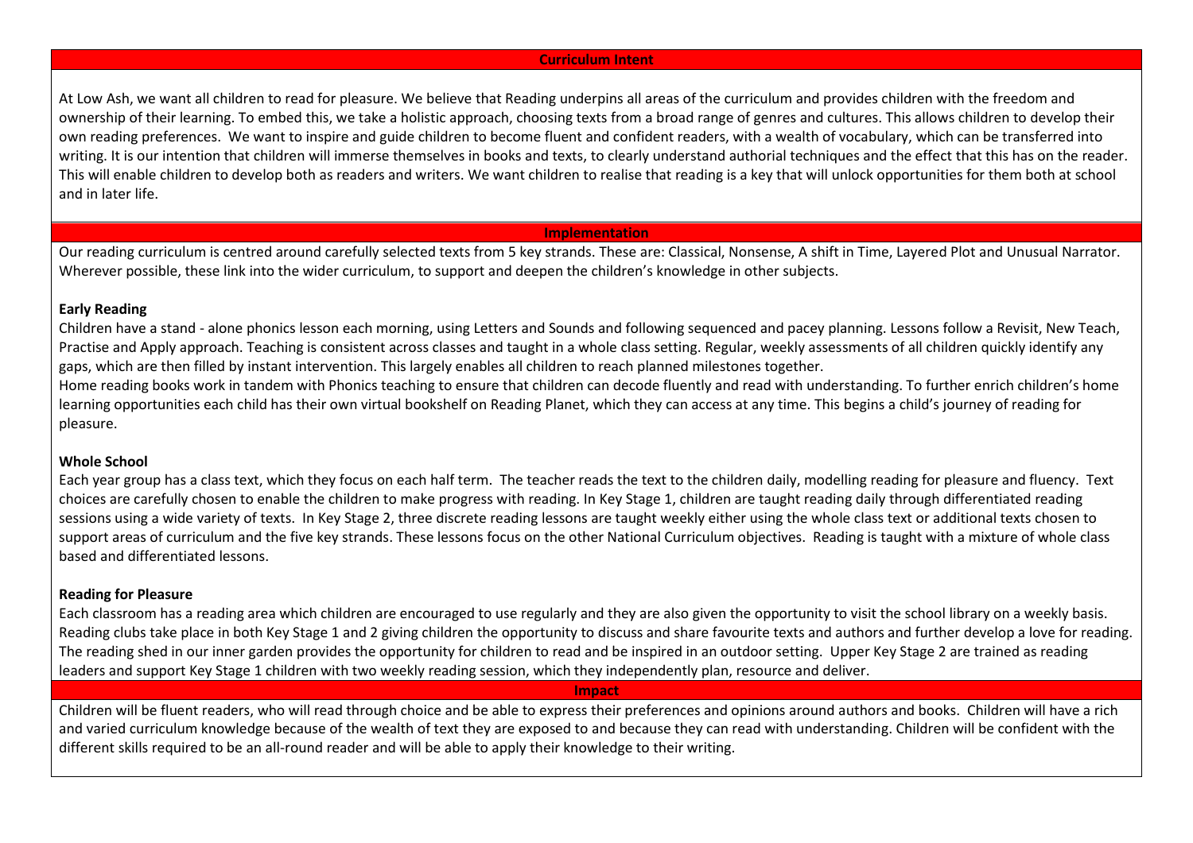## Curriculum Intent

At Low Ash, we want all children to read for pleasure. We believe that Reading underpins all areas of the curriculum and provides children with the freedom and ownership of their learning. To embed this, we take a holistic approach, choosing texts from a broad range of genres and cultures. This allows children to develop their own reading preferences. We want to inspire and guide children to become fluent and confident readers, with a wealth of vocabulary, which can be transferred into writing. It is our intention that children will immerse themselves in books and texts, to clearly understand authorial techniques and the effect that this has on the reader. This will enable children to develop both as readers and writers. We want children to realise that reading is a key that will unlock opportunities for them both at school and in later life.

## Implementation

Our reading curriculum is centred around carefully selected texts from 5 key strands. These are: Classical, Nonsense, A shift in Time, Layered Plot and Unusual Narrator. Wherever possible, these link into the wider curriculum, to support and deepen the children's knowledge in other subjects.

**Early Reading**

Children have a stand - alone phonics lesson each morning, using Letters and Sounds and following sequenced and pacey planning. Lessons follow a Revisit, New Teach, Practise and Apply approach. Teaching is consistent across classes and taught in a whole class setting. Regular, weekly assessments of all children quickly identify any gaps, which are then filled by instant intervention. This largely enables all children to reach planned milestones together.

Home reading books work in tandem with Phonics teaching to ensure that children can decode fluently and read with understanding. To further enrich children's home learning opportunities each child has their own virtual bookshelf on Reading Planet, which they can access at any time. This begins a child's journey of reading for pleasure.

**Whole School**

Each year group has a class text, which they focus on each half term. The teacher reads the text to the children daily, modelling reading for pleasure and fluency. Text choices are carefully chosen to enable the children to make progress with reading. In Key Stage 1, children are taught reading daily through differentiated reading sessions using a wide variety of texts. In Key Stage 2, three discrete reading lessons are taught weekly either using the whole class text or additional texts chosen to support areas of curriculum and the five key strands. These lessons focus on the other National Curriculum objectives. Reading is taught with a mixture of whole class based and differentiated lessons.

**Reading for Pleasure**

Each classroom has a reading area which children are encouraged to use regularly and they are also given the opportunity to visit the school library on a weekly basis. Reading clubs take place in both Key Stage 1 and 2 giving children the opportunity to discuss and share favourite texts and authors and further develop a love for reading. The reading shed in our inner garden provides the opportunity for children to read and be inspired in an outdoor setting. Upper Key Stage 2 are trained as reading leaders and support Key Stage 1 children with two weekly reading session, which they independently plan, resource and deliver.

## Impact

Children will be fluent readers, who will read through choice and be able to express their preferences and opinions around authors and books. Children will have a rich and varied curriculum knowledge because of the wealth of text they are exposed to and because they can read with understanding. Children will be confident with the different skills required to be an all-round reader and will be able to apply their knowledge to their writing.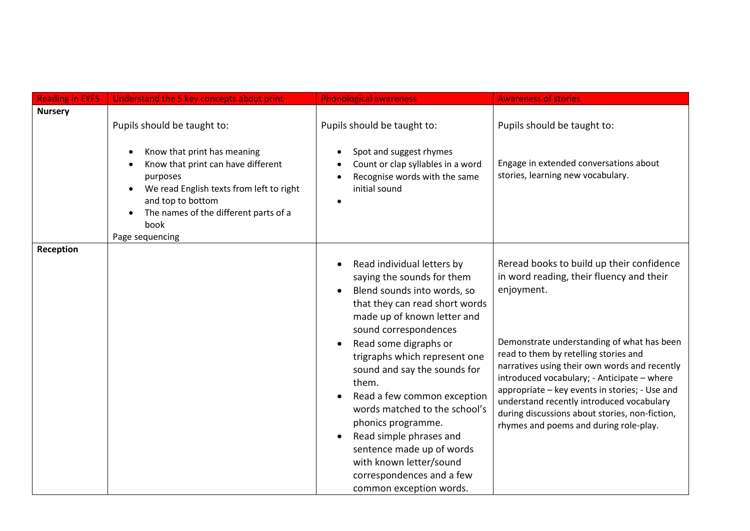| Reading in EYFS | Understand the 5 key concepts about print | Phonological awareness | Awareness of stories |
| --- | --- | --- | --- |
| **Nursery** | Pupils should be taught to:<br><br>• Know that print has meaning<br>• Know that print can have different purposes<br>• We read English texts from left to right and top to bottom<br>• The names of the different parts of a book<br>Page sequencing | Pupils should be taught to:<br><br>• Spot and suggest rhymes<br>• Count or clap syllables in a word<br>• Recognise words with the same initial sound<br>• | Pupils should be taught to:<br><br>Engage in extended conversations about stories, learning new vocabulary. |
| **Reception** | | • Read individual letters by saying the sounds for them<br>• Blend sounds into words, so that they can read short words made up of known letter and sound correspondences<br>• Read some digraphs or trigraphs which represent one sound and say the sounds for them.<br>• Read a few common exception words matched to the school's phonics programme.<br>• Read simple phrases and sentence made up of words with known letter/sound correspondences and a few common exception words. | Reread books to build up their confidence in word reading, their fluency and their enjoyment.<br><br>Demonstrate understanding of what has been read to them by retelling stories and narratives using their own words and recently introduced vocabulary; - Anticipate – where appropriate – key events in stories; - Use and understand recently introduced vocabulary during discussions about stories, non-fiction, rhymes and poems and during role-play. |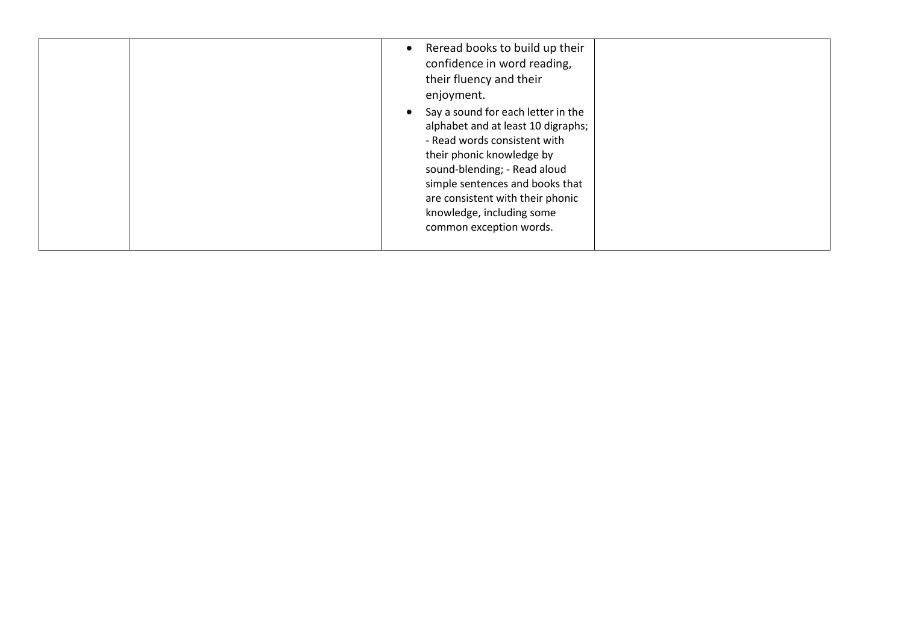|  |  |  |  |
|---|---|---|---|
|  |  | • Reread books to build up their confidence in word reading, their fluency and their enjoyment.<br>• Say a sound for each letter in the alphabet and at least 10 digraphs; - Read words consistent with their phonic knowledge by sound-blending; - Read aloud simple sentences and books that are consistent with their phonic knowledge, including some common exception words. |  |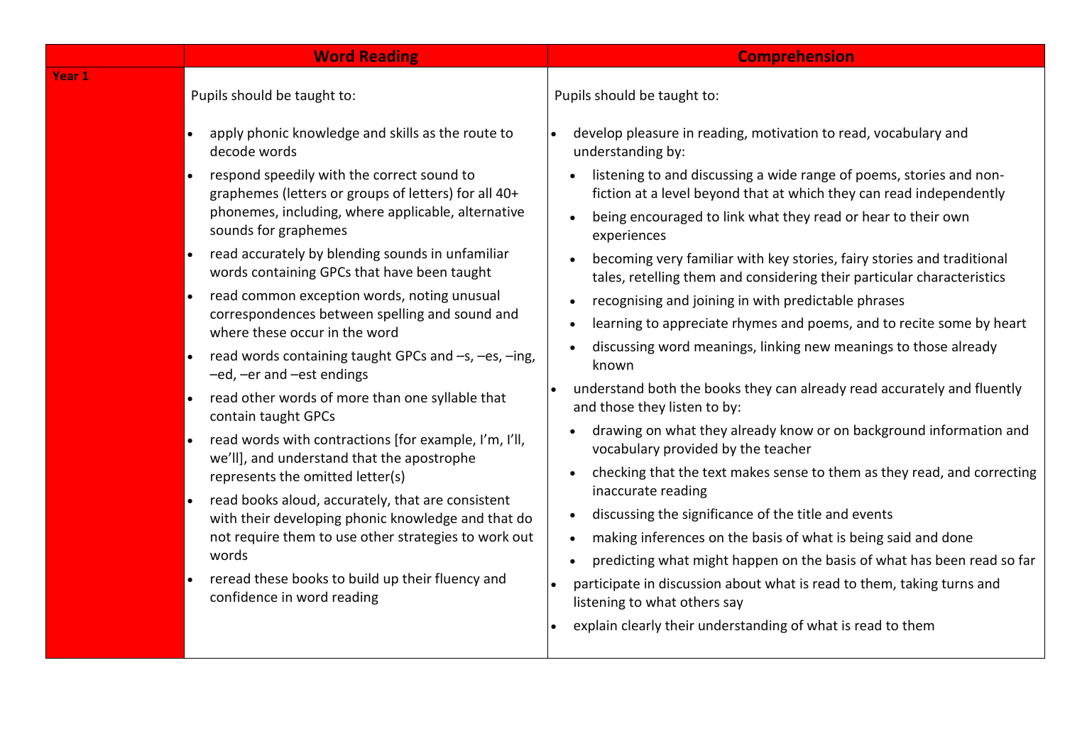| | **Word Reading** | **Comprehension** |
|---|---|---|
| **Year 1** | Pupils should be taught to:<br><br>• apply phonic knowledge and skills as the route to decode words<br>• respond speedily with the correct sound to graphemes (letters or groups of letters) for all 40+ phonemes, including, where applicable, alternative sounds for graphemes<br>• read accurately by blending sounds in unfamiliar words containing GPCs that have been taught<br>• read common exception words, noting unusual correspondences between spelling and sound and where these occur in the word<br>• read words containing taught GPCs and –s, –es, –ing, –ed, –er and –est endings<br>• read other words of more than one syllable that contain taught GPCs<br>• read words with contractions [for example, I'm, I'll, we'll], and understand that the apostrophe represents the omitted letter(s)<br>• read books aloud, accurately, that are consistent with their developing phonic knowledge and that do not require them to use other strategies to work out words<br>• reread these books to build up their fluency and confidence in word reading | Pupils should be taught to:<br><br>• develop pleasure in reading, motivation to read, vocabulary and understanding by:<br>&nbsp;&nbsp;◦ listening to and discussing a wide range of poems, stories and non-fiction at a level beyond that at which they can read independently<br>&nbsp;&nbsp;◦ being encouraged to link what they read or hear to their own experiences<br>&nbsp;&nbsp;◦ becoming very familiar with key stories, fairy stories and traditional tales, retelling them and considering their particular characteristics<br>&nbsp;&nbsp;◦ recognising and joining in with predictable phrases<br>&nbsp;&nbsp;◦ learning to appreciate rhymes and poems, and to recite some by heart<br>&nbsp;&nbsp;◦ discussing word meanings, linking new meanings to those already known<br>• understand both the books they can already read accurately and fluently and those they listen to by:<br>&nbsp;&nbsp;◦ drawing on what they already know or on background information and vocabulary provided by the teacher<br>&nbsp;&nbsp;◦ checking that the text makes sense to them as they read, and correcting inaccurate reading<br>&nbsp;&nbsp;◦ discussing the significance of the title and events<br>&nbsp;&nbsp;◦ making inferences on the basis of what is being said and done<br>&nbsp;&nbsp;◦ predicting what might happen on the basis of what has been read so far<br>• participate in discussion about what is read to them, taking turns and listening to what others say<br>• explain clearly their understanding of what is read to them |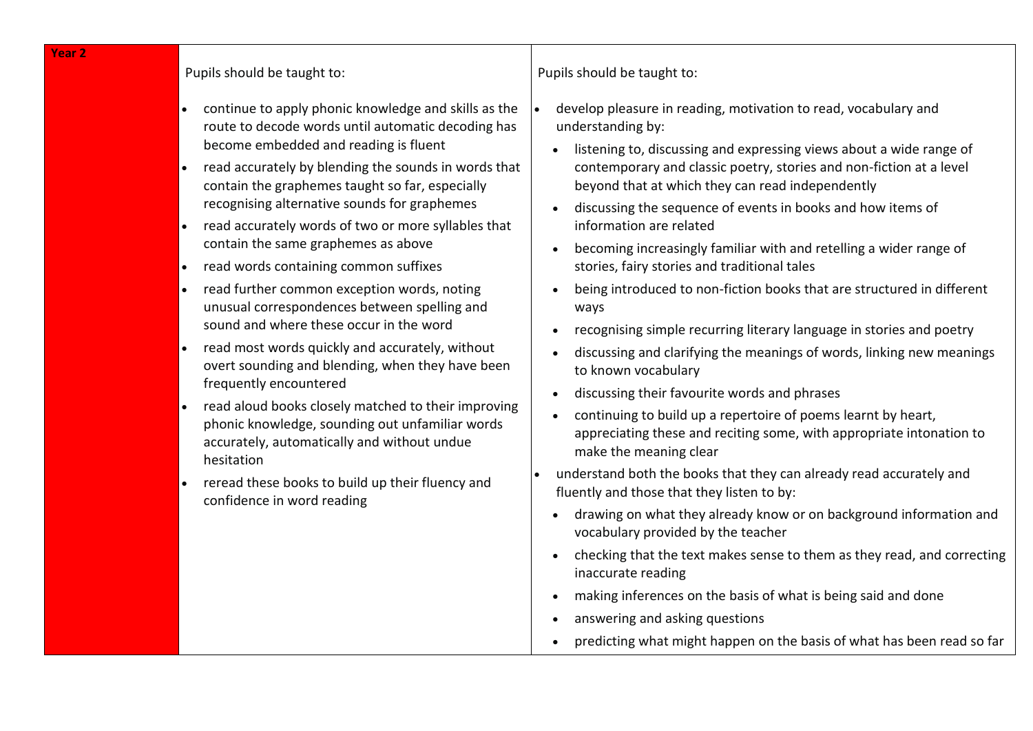| Year 2 | Pupils should be taught to: | Pupils should be taught to: |
| --- | --- | --- |
| | <ul><li>continue to apply phonic knowledge and skills as the route to decode words until automatic decoding has become embedded and reading is fluent</li><li>read accurately by blending the sounds in words that contain the graphemes taught so far, especially recognising alternative sounds for graphemes</li><li>read accurately words of two or more syllables that contain the same graphemes as above</li><li>read words containing common suffixes</li><li>read further common exception words, noting unusual correspondences between spelling and sound and where these occur in the word</li><li>read most words quickly and accurately, without overt sounding and blending, when they have been frequently encountered</li><li>read aloud books closely matched to their improving phonic knowledge, sounding out unfamiliar words accurately, automatically and without undue hesitation</li><li>reread these books to build up their fluency and confidence in word reading</li></ul> | <ul><li>develop pleasure in reading, motivation to read, vocabulary and understanding by:<ul><li>listening to, discussing and expressing views about a wide range of contemporary and classic poetry, stories and non-fiction at a level beyond that at which they can read independently</li><li>discussing the sequence of events in books and how items of information are related</li><li>becoming increasingly familiar with and retelling a wider range of stories, fairy stories and traditional tales</li><li>being introduced to non-fiction books that are structured in different ways</li><li>recognising simple recurring literary language in stories and poetry</li><li>discussing and clarifying the meanings of words, linking new meanings to known vocabulary</li><li>discussing their favourite words and phrases</li><li>continuing to build up a repertoire of poems learnt by heart, appreciating these and reciting some, with appropriate intonation to make the meaning clear</li></ul></li><li>understand both the books that they can already read accurately and fluently and those that they listen to by:<ul><li>drawing on what they already know or on background information and vocabulary provided by the teacher</li><li>checking that the text makes sense to them as they read, and correcting inaccurate reading</li><li>making inferences on the basis of what is being said and done</li><li>answering and asking questions</li><li>predicting what might happen on the basis of what has been read so far</li></ul></li></ul> |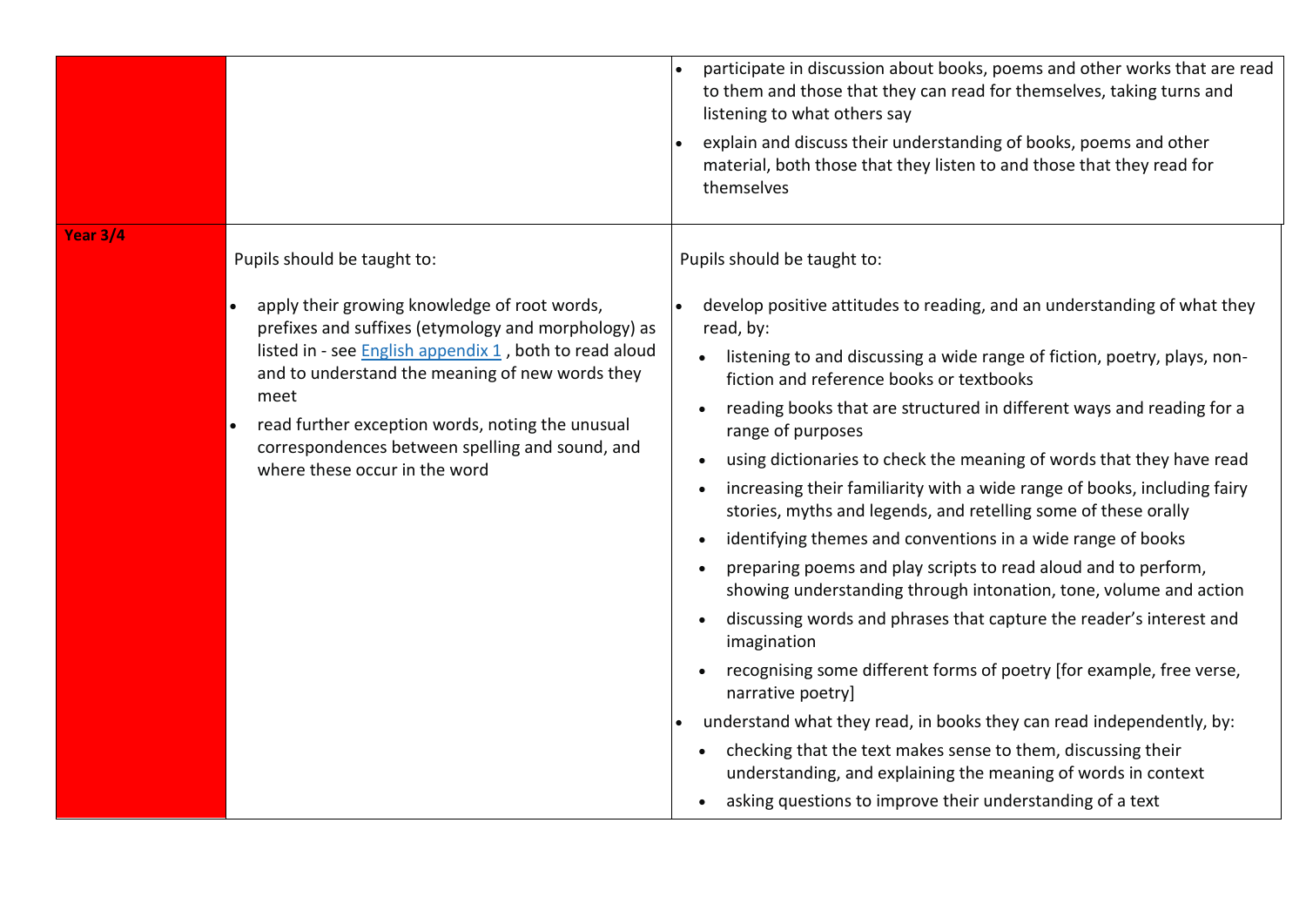| | | |
|---|---|---|
| | | • participate in discussion about books, poems and other works that are read to them and those that they can read for themselves, taking turns and listening to what others say<br>• explain and discuss their understanding of books, poems and other material, both those that they listen to and those that they read for themselves |
| **Year 3/4** | Pupils should be taught to:<br>• apply their growing knowledge of root words, prefixes and suffixes (etymology and morphology) as listed in - see [English appendix 1](#) , both to read aloud and to understand the meaning of new words they meet<br>• read further exception words, noting the unusual correspondences between spelling and sound, and where these occur in the word | Pupils should be taught to:<br>• develop positive attitudes to reading, and an understanding of what they read, by:<br>  ◦ listening to and discussing a wide range of fiction, poetry, plays, non-fiction and reference books or textbooks<br>  ◦ reading books that are structured in different ways and reading for a range of purposes<br>  ◦ using dictionaries to check the meaning of words that they have read<br>  ◦ increasing their familiarity with a wide range of books, including fairy stories, myths and legends, and retelling some of these orally<br>  ◦ identifying themes and conventions in a wide range of books<br>  ◦ preparing poems and play scripts to read aloud and to perform, showing understanding through intonation, tone, volume and action<br>  ◦ discussing words and phrases that capture the reader's interest and imagination<br>  ◦ recognising some different forms of poetry [for example, free verse, narrative poetry]<br>• understand what they read, in books they can read independently, by:<br>  ◦ checking that the text makes sense to them, discussing their understanding, and explaining the meaning of words in context<br>  ◦ asking questions to improve their understanding of a text |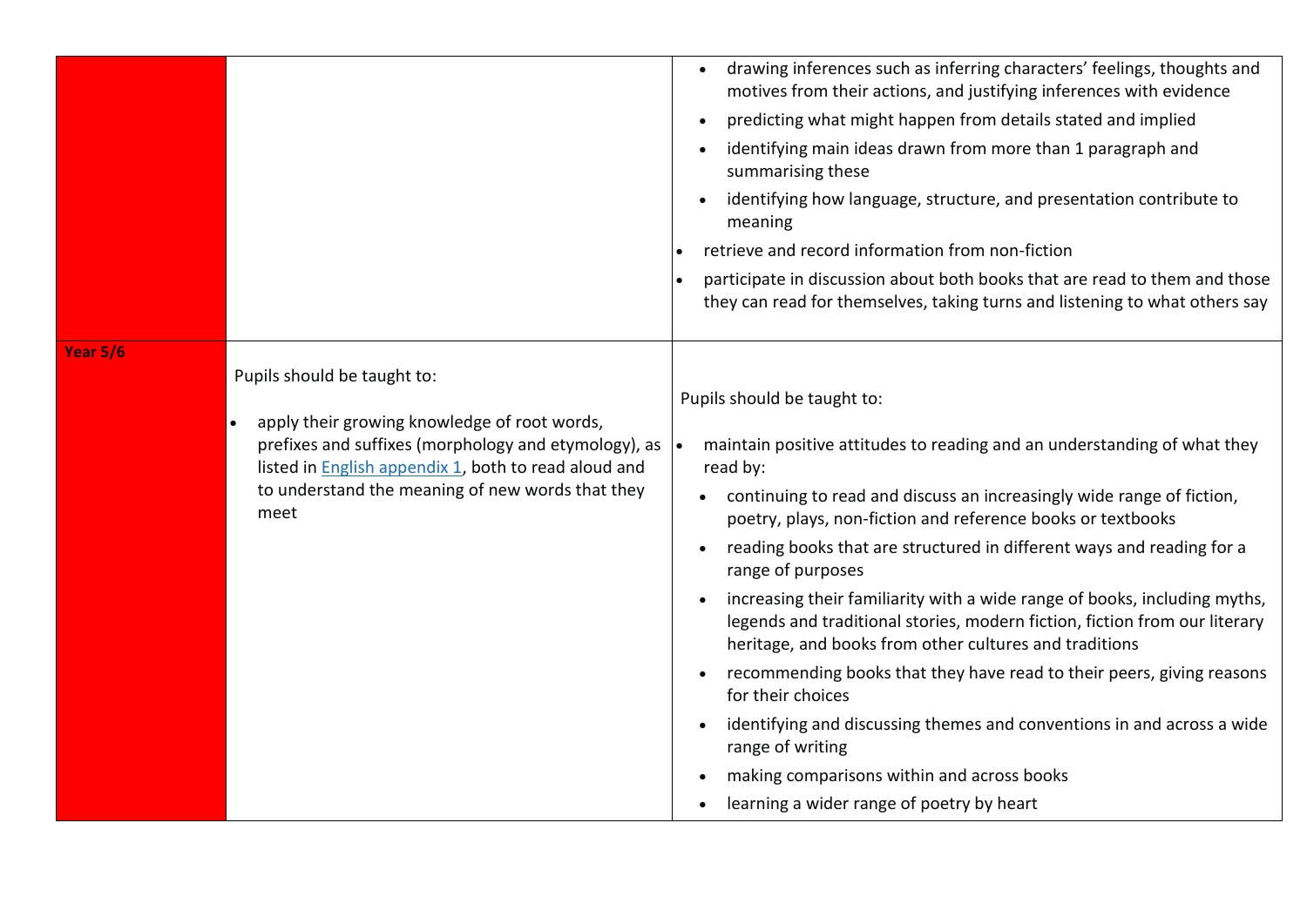| | | |
|---|---|---|
| | | • drawing inferences such as inferring characters' feelings, thoughts and motives from their actions, and justifying inferences with evidence<br>• predicting what might happen from details stated and implied<br>• identifying main ideas drawn from more than 1 paragraph and summarising these<br>• identifying how language, structure, and presentation contribute to meaning<br>• retrieve and record information from non-fiction<br>• participate in discussion about both books that are read to them and those they can read for themselves, taking turns and listening to what others say |
| **Year 5/6** | Pupils should be taught to:<br>• apply their growing knowledge of root words, prefixes and suffixes (morphology and etymology), as listed in [English appendix 1](), both to read aloud and to understand the meaning of new words that they meet | Pupils should be taught to:<br>• maintain positive attitudes to reading and an understanding of what they read by:<br>• continuing to read and discuss an increasingly wide range of fiction, poetry, plays, non-fiction and reference books or textbooks<br>• reading books that are structured in different ways and reading for a range of purposes<br>• increasing their familiarity with a wide range of books, including myths, legends and traditional stories, modern fiction, fiction from our literary heritage, and books from other cultures and traditions<br>• recommending books that they have read to their peers, giving reasons for their choices<br>• identifying and discussing themes and conventions in and across a wide range of writing<br>• making comparisons within and across books<br>• learning a wider range of poetry by heart |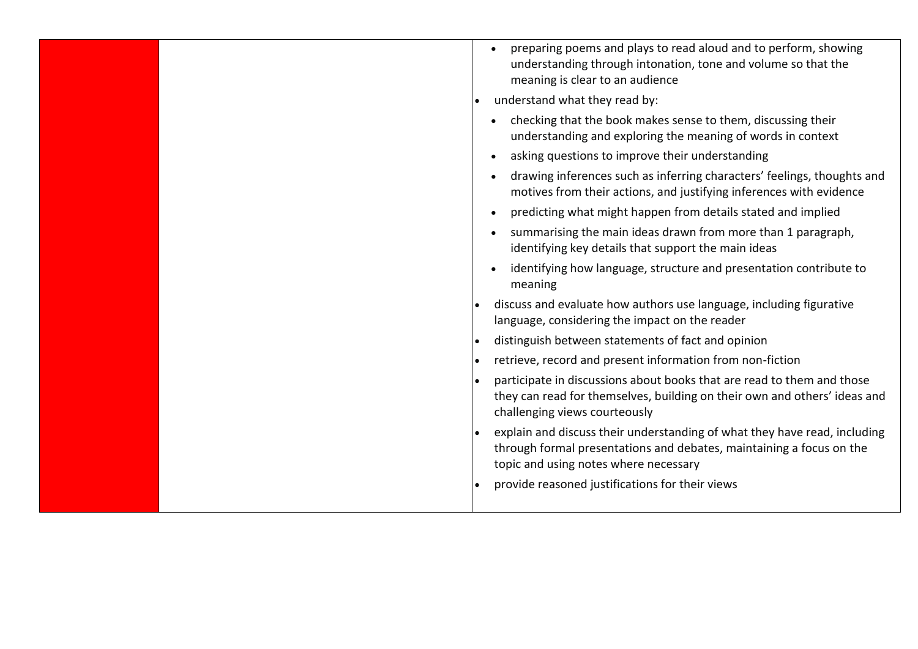| | | |
|---|---|---|
| | | <ul><li>preparing poems and plays to read aloud and to perform, showing understanding through intonation, tone and volume so that the meaning is clear to an audience</li></ul><ul><li>understand what they read by:<ul><li>checking that the book makes sense to them, discussing their understanding and exploring the meaning of words in context</li><li>asking questions to improve their understanding</li><li>drawing inferences such as inferring characters' feelings, thoughts and motives from their actions, and justifying inferences with evidence</li><li>predicting what might happen from details stated and implied</li><li>summarising the main ideas drawn from more than 1 paragraph, identifying key details that support the main ideas</li><li>identifying how language, structure and presentation contribute to meaning</li></ul></li><li>discuss and evaluate how authors use language, including figurative language, considering the impact on the reader</li><li>distinguish between statements of fact and opinion</li><li>retrieve, record and present information from non-fiction</li><li>participate in discussions about books that are read to them and those they can read for themselves, building on their own and others' ideas and challenging views courteously</li><li>explain and discuss their understanding of what they have read, including through formal presentations and debates, maintaining a focus on the topic and using notes where necessary</li><li>provide reasoned justifications for their views</li></ul> |